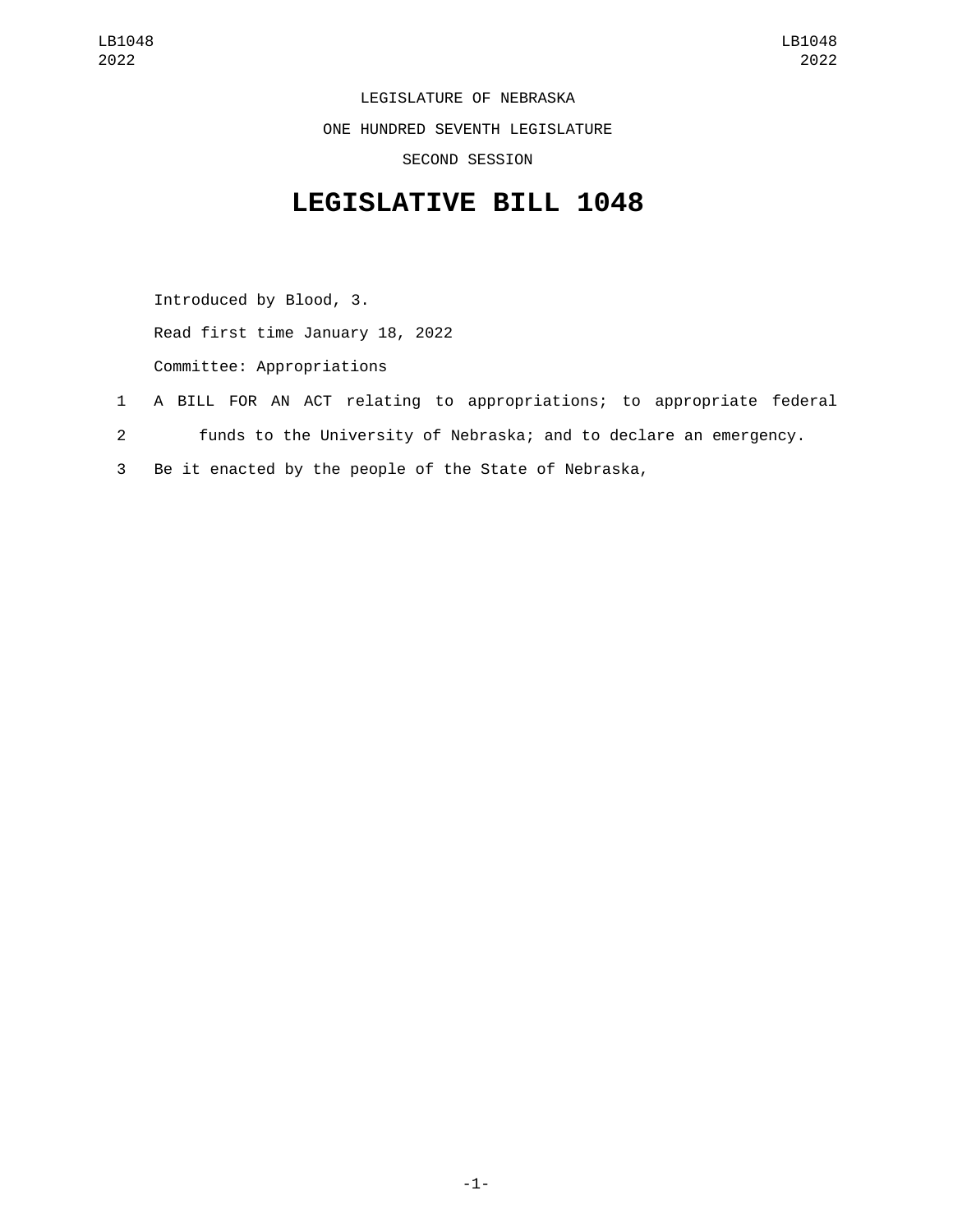LEGISLATURE OF NEBRASKA

ONE HUNDRED SEVENTH LEGISLATURE

SECOND SESSION

# LEGISLATIVE BILL 1048

Introduced by Blood, 3.

Read first time January 18, 2022

Committee: Appropriations

1 A BILL FOR AN ACT relating to appropriations; to appropriate federal
2 funds to the University of Nebraska; and to declare an emergency.
3 Be it enacted by the people of the State of Nebraska,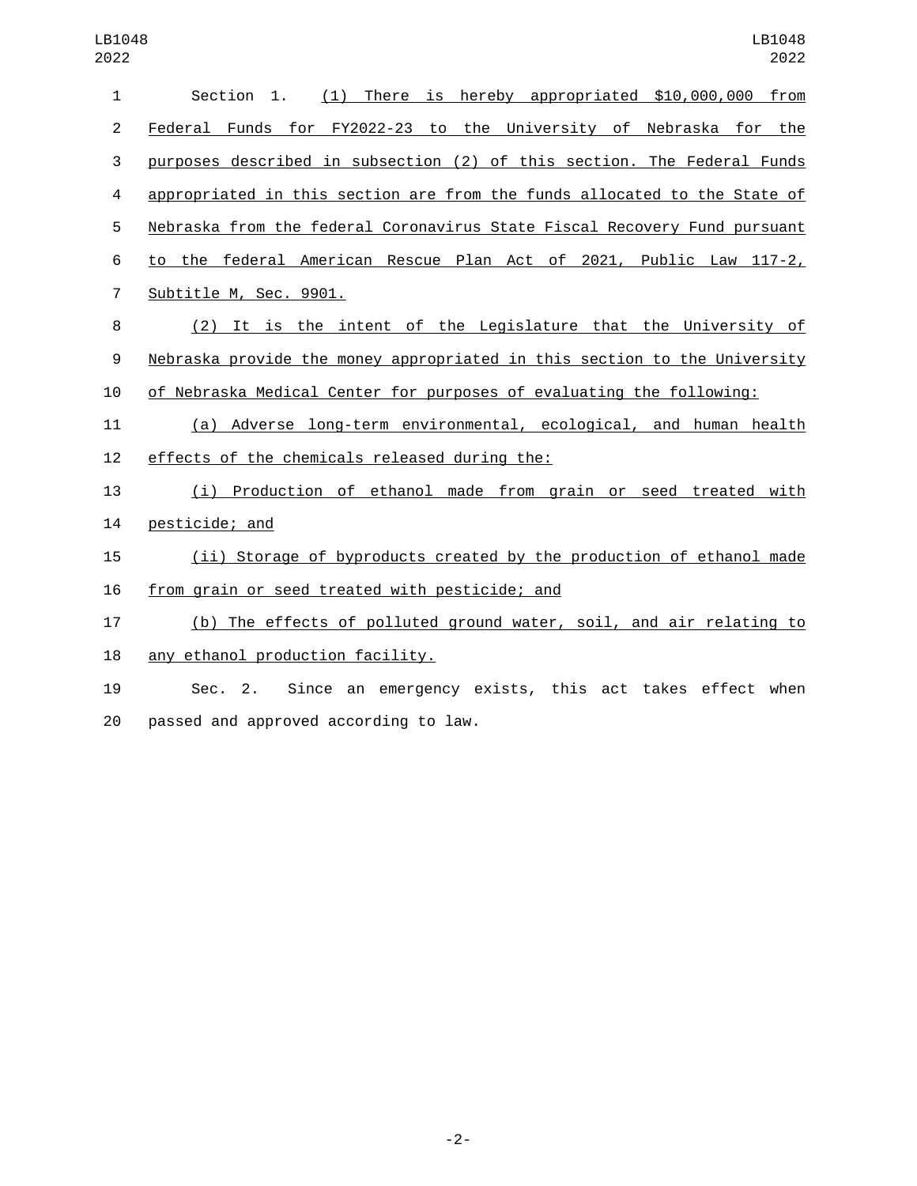Section 1. (1) There is hereby appropriated $10,000,000 from Federal Funds for FY2022-23 to the University of Nebraska for the purposes described in subsection (2) of this section. The Federal Funds appropriated in this section are from the funds allocated to the State of Nebraska from the federal Coronavirus State Fiscal Recovery Fund pursuant to the federal American Rescue Plan Act of 2021, Public Law 117-2, Subtitle M, Sec. 9901.

(2) It is the intent of the Legislature that the University of Nebraska provide the money appropriated in this section to the University of Nebraska Medical Center for purposes of evaluating the following:

(a) Adverse long-term environmental, ecological, and human health effects of the chemicals released during the:

(i) Production of ethanol made from grain or seed treated with pesticide; and

(ii) Storage of byproducts created by the production of ethanol made from grain or seed treated with pesticide; and

(b) The effects of polluted ground water, soil, and air relating to any ethanol production facility.

Sec. 2. Since an emergency exists, this act takes effect when passed and approved according to law.